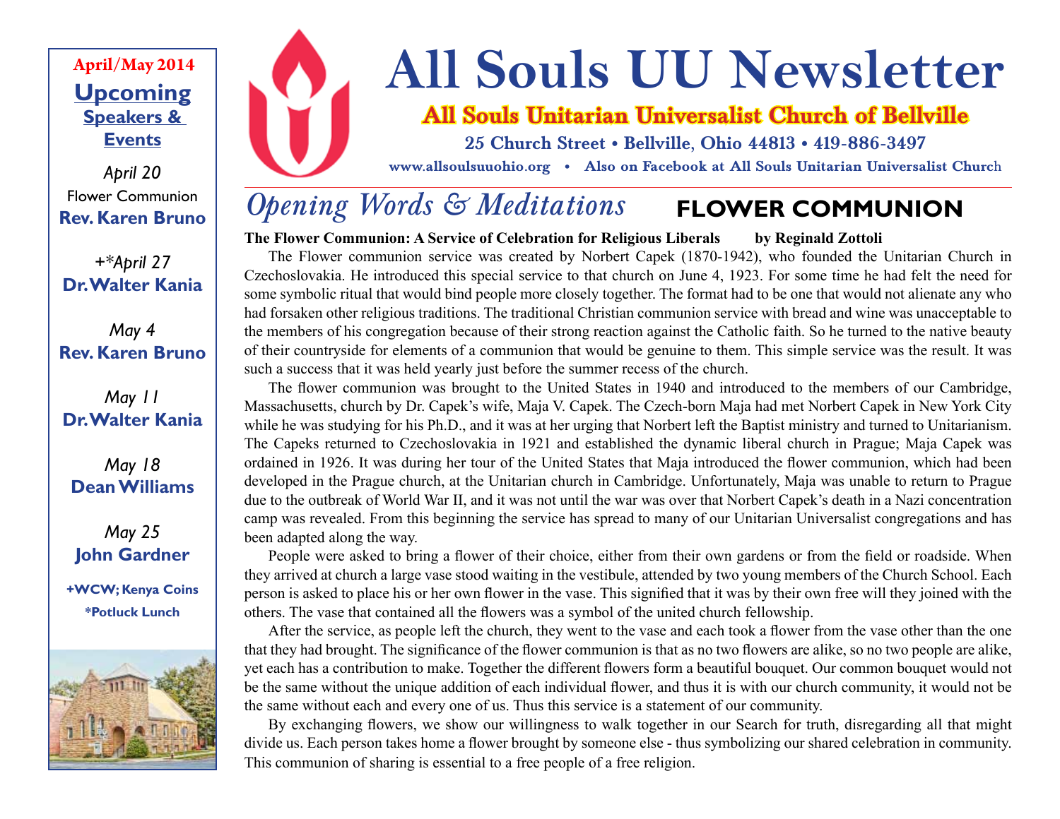# All Souls UU Newsletter

**All Souls Unitarian Universalist Church of Bellville**

**25 Church Street • Bellville, Ohio 44813 • 419-886-3497**

**www.allsoulsuuohio.org • Also on Facebook at All Souls Unitarian Universalist Church**

**April/May 2014**

## Upcoming Speakers & Events

*April 20*
Flower Communion
**Rev. Karen Bruno**

*+\*April 27*
**Dr. Walter Kania**

*May 4*
**Rev. Karen Bruno**

*May 11*
**Dr. Walter Kania**

*May 18*
**Dean Williams**

*May 25*
**John Gardner**

**+WCW; Kenya Coins**
**\*Potluck Lunch**

## *Opening Words & Meditations* FLOWER COMMUNION

**The Flower Communion: A Service of Celebration for Religious Liberals by Reginald Zottoli**

The Flower communion service was created by Norbert Capek (1870-1942), who founded the Unitarian Church in Czechoslovakia. He introduced this special service to that church on June 4, 1923. For some time he had felt the need for some symbolic ritual that would bind people more closely together. The format had to be one that would not alienate any who had forsaken other religious traditions. The traditional Christian communion service with bread and wine was unacceptable to the members of his congregation because of their strong reaction against the Catholic faith. So he turned to the native beauty of their countryside for elements of a communion that would be genuine to them. This simple service was the result. It was such a success that it was held yearly just before the summer recess of the church.

The flower communion was brought to the United States in 1940 and introduced to the members of our Cambridge, Massachusetts, church by Dr. Capek's wife, Maja V. Capek. The Czech-born Maja had met Norbert Capek in New York City while he was studying for his Ph.D., and it was at her urging that Norbert left the Baptist ministry and turned to Unitarianism. The Capeks returned to Czechoslovakia in 1921 and established the dynamic liberal church in Prague; Maja Capek was ordained in 1926. It was during her tour of the United States that Maja introduced the flower communion, which had been developed in the Prague church, at the Unitarian church in Cambridge. Unfortunately, Maja was unable to return to Prague due to the outbreak of World War II, and it was not until the war was over that Norbert Capek's death in a Nazi concentration camp was revealed. From this beginning the service has spread to many of our Unitarian Universalist congregations and has been adapted along the way.

People were asked to bring a flower of their choice, either from their own gardens or from the field or roadside. When they arrived at church a large vase stood waiting in the vestibule, attended by two young members of the Church School. Each person is asked to place his or her own flower in the vase. This signified that it was by their own free will they joined with the others. The vase that contained all the flowers was a symbol of the united church fellowship.

After the service, as people left the church, they went to the vase and each took a flower from the vase other than the one that they had brought. The significance of the flower communion is that as no two flowers are alike, so no two people are alike, yet each has a contribution to make. Together the different flowers form a beautiful bouquet. Our common bouquet would not be the same without the unique addition of each individual flower, and thus it is with our church community, it would not be the same without each and every one of us. Thus this service is a statement of our community.

By exchanging flowers, we show our willingness to walk together in our Search for truth, disregarding all that might divide us. Each person takes home a flower brought by someone else - thus symbolizing our shared celebration in community. This communion of sharing is essential to a free people of a free religion.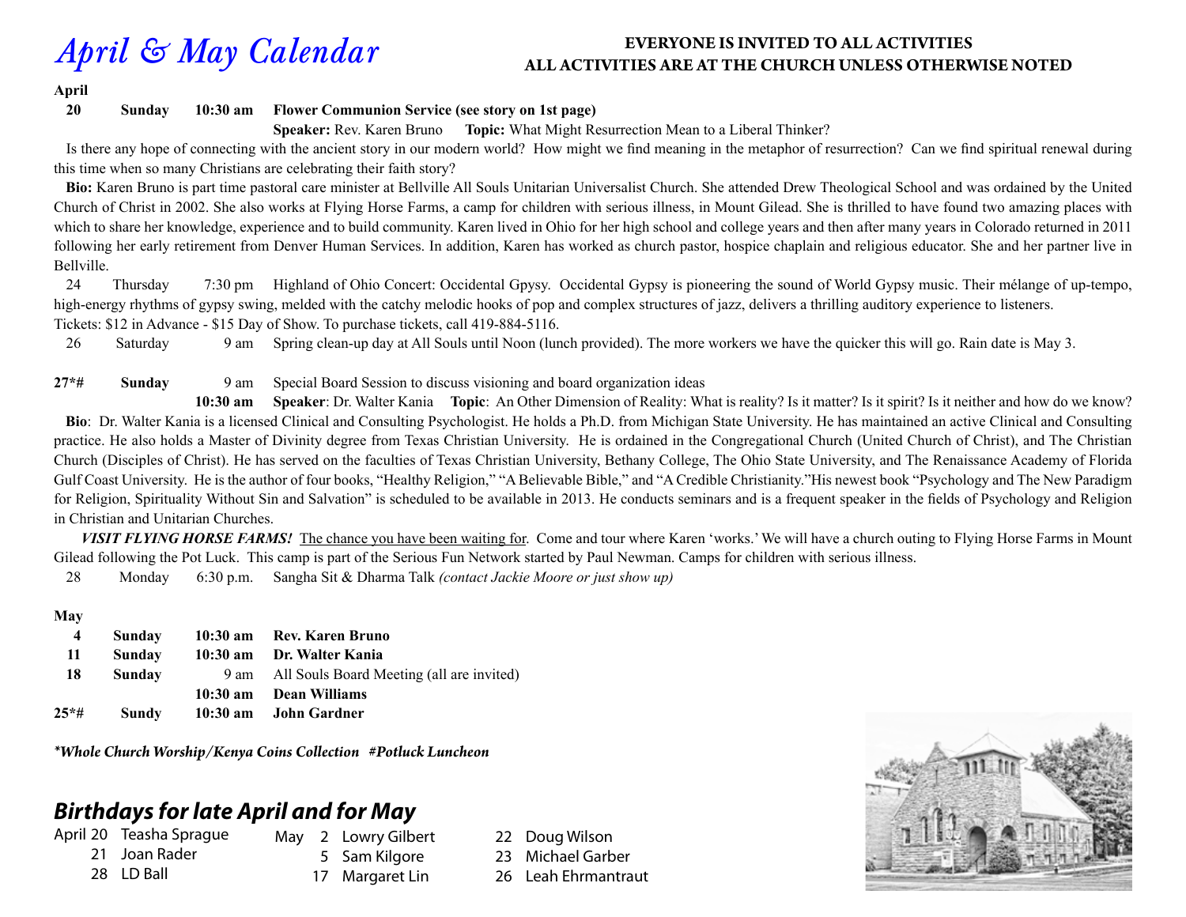# April & May Calendar

**EVERYONE IS INVITED TO ALL ACTIVITIES**
**ALL ACTIVITIES ARE AT THE CHURCH UNLESS OTHERWISE NOTED**

**April**

**20 Sunday 10:30 am Flower Communion Service (see story on 1st page)**

**Speaker:** Rev. Karen Bruno **Topic:** What Might Resurrection Mean to a Liberal Thinker?

Is there any hope of connecting with the ancient story in our modern world? How might we find meaning in the metaphor of resurrection? Can we find spiritual renewal during this time when so many Christians are celebrating their faith story?

**Bio:** Karen Bruno is part time pastoral care minister at Bellville All Souls Unitarian Universalist Church. She attended Drew Theological School and was ordained by the United Church of Christ in 2002. She also works at Flying Horse Farms, a camp for children with serious illness, in Mount Gilead. She is thrilled to have found two amazing places with which to share her knowledge, experience and to build community. Karen lived in Ohio for her high school and college years and then after many years in Colorado returned in 2011 following her early retirement from Denver Human Services. In addition, Karen has worked as church pastor, hospice chaplain and religious educator. She and her partner live in Bellville.

24 Thursday 7:30 pm Highland of Ohio Concert: Occidental Gpysy. Occidental Gypsy is pioneering the sound of World Gypsy music. Their mélange of up-tempo, high-energy rhythms of gypsy swing, melded with the catchy melodic hooks of pop and complex structures of jazz, delivers a thrilling auditory experience to listeners.
Tickets: $12 in Advance - $15 Day of Show. To purchase tickets, call 419-884-5116.

26 Saturday 9 am Spring clean-up day at All Souls until Noon (lunch provided). The more workers we have the quicker this will go. Rain date is May 3.

**27*# Sunday** 9 am Special Board Session to discuss visioning and board organization ideas

**10:30 am** **Speaker**: Dr. Walter Kania **Topic**: An Other Dimension of Reality: What is reality? Is it matter? Is it spirit? Is it neither and how do we know?

**Bio**: Dr. Walter Kania is a licensed Clinical and Consulting Psychologist. He holds a Ph.D. from Michigan State University. He has maintained an active Clinical and Consulting practice. He also holds a Master of Divinity degree from Texas Christian University. He is ordained in the Congregational Church (United Church of Christ), and The Christian Church (Disciples of Christ). He has served on the faculties of Texas Christian University, Bethany College, The Ohio State University, and The Renaissance Academy of Florida Gulf Coast University. He is the author of four books, "Healthy Religion," "A Believable Bible," and "A Credible Christianity."His newest book "Psychology and The New Paradigm for Religion, Spirituality Without Sin and Salvation" is scheduled to be available in 2013. He conducts seminars and is a frequent speaker in the fields of Psychology and Religion in Christian and Unitarian Churches.

***VISIT FLYING HORSE FARMS!*** The chance you have been waiting for. Come and tour where Karen 'works.' We will have a church outing to Flying Horse Farms in Mount Gilead following the Pot Luck. This camp is part of the Serious Fun Network started by Paul Newman. Camps for children with serious illness.

28 Monday 6:30 p.m. Sangha Sit & Dharma Talk *(contact Jackie Moore or just show up)*

**May**

| | | | |
|---|---|---|---|
| **4** | **Sunday** | **10:30 am** | **Rev. Karen Bruno** |
| **11** | **Sunday** | **10:30 am** | **Dr. Walter Kania** |
| **18** | **Sunday** | 9 am | All Souls Board Meeting (all are invited) |
| | | **10:30 am** | **Dean Williams** |
| **25*#** | **Sundy** | **10:30 am** | **John Gardner** |

***Whole Church Worship/Kenya Coins Collection #Potluck Luncheon**

## Birthdays for late April and for May

April 20 Teasha Sprague
21 Joan Rader
28 LD Ball

May 2 Lowry Gilbert
5 Sam Kilgore
17 Margaret Lin
22 Doug Wilson
23 Michael Garber
26 Leah Ehrmantraut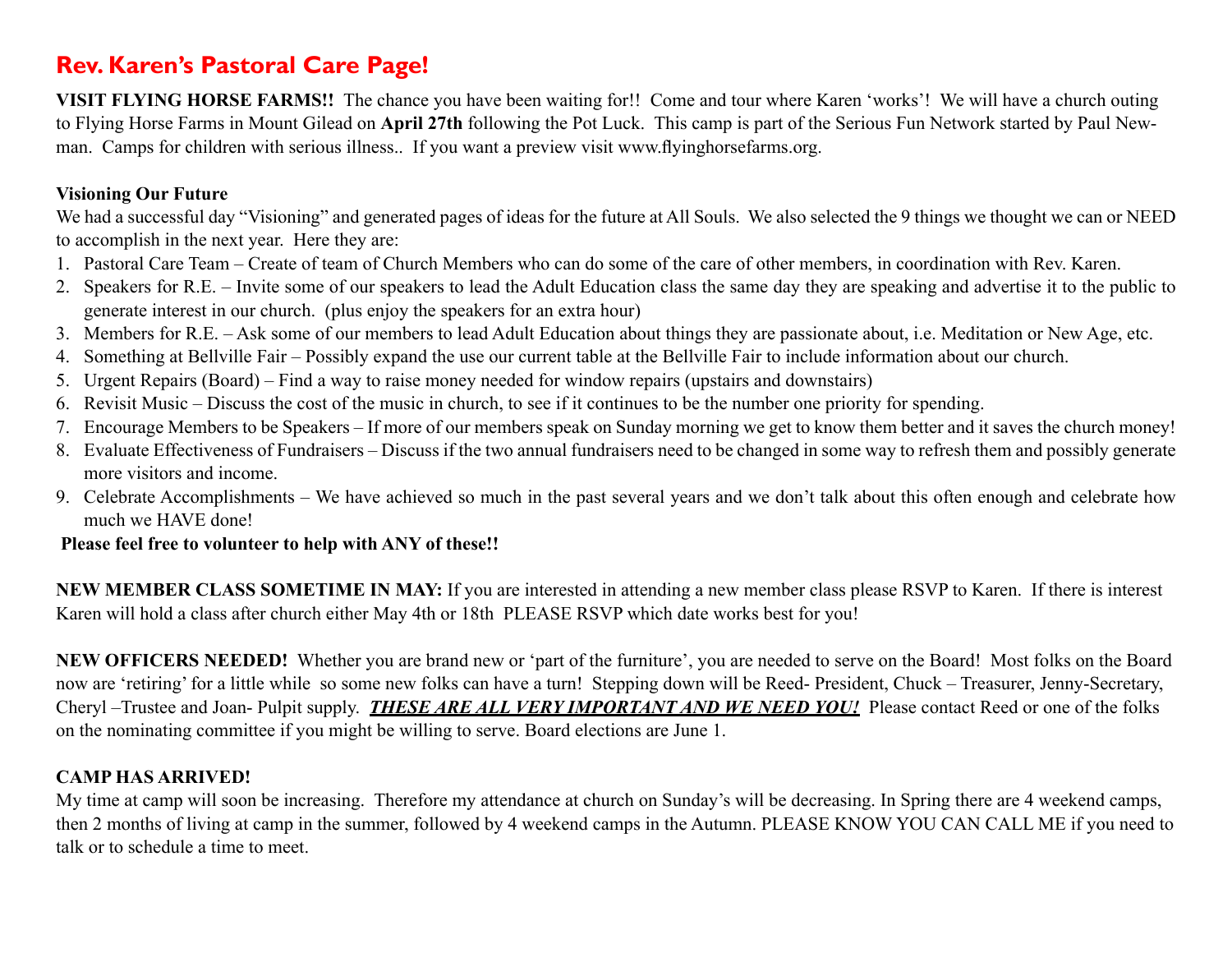# Rev. Karen's Pastoral Care Page!

**VISIT FLYING HORSE FARMS!!** The chance you have been waiting for!! Come and tour where Karen 'works'! We will have a church outing to Flying Horse Farms in Mount Gilead on **April 27th** following the Pot Luck. This camp is part of the Serious Fun Network started by Paul Newman. Camps for children with serious illness.. If you want a preview visit www.flyinghorsefarms.org.

**Visioning Our Future**

We had a successful day "Visioning" and generated pages of ideas for the future at All Souls. We also selected the 9 things we thought we can or NEED to accomplish in the next year. Here they are:

1. Pastoral Care Team – Create of team of Church Members who can do some of the care of other members, in coordination with Rev. Karen.
2. Speakers for R.E. – Invite some of our speakers to lead the Adult Education class the same day they are speaking and advertise it to the public to generate interest in our church. (plus enjoy the speakers for an extra hour)
3. Members for R.E. – Ask some of our members to lead Adult Education about things they are passionate about, i.e. Meditation or New Age, etc.
4. Something at Bellville Fair – Possibly expand the use our current table at the Bellville Fair to include information about our church.
5. Urgent Repairs (Board) – Find a way to raise money needed for window repairs (upstairs and downstairs)
6. Revisit Music – Discuss the cost of the music in church, to see if it continues to be the number one priority for spending.
7. Encourage Members to be Speakers – If more of our members speak on Sunday morning we get to know them better and it saves the church money!
8. Evaluate Effectiveness of Fundraisers – Discuss if the two annual fundraisers need to be changed in some way to refresh them and possibly generate more visitors and income.
9. Celebrate Accomplishments – We have achieved so much in the past several years and we don't talk about this often enough and celebrate how much we HAVE done!

**Please feel free to volunteer to help with ANY of these!!**

**NEW MEMBER CLASS SOMETIME IN MAY:** If you are interested in attending a new member class please RSVP to Karen. If there is interest Karen will hold a class after church either May 4th or 18th PLEASE RSVP which date works best for you!

**NEW OFFICERS NEEDED!** Whether you are brand new or 'part of the furniture', you are needed to serve on the Board! Most folks on the Board now are 'retiring' for a little while so some new folks can have a turn! Stepping down will be Reed- President, Chuck – Treasurer, Jenny-Secretary, Cheryl –Trustee and Joan- Pulpit supply. ***THESE ARE ALL VERY IMPORTANT AND WE NEED YOU!*** Please contact Reed or one of the folks on the nominating committee if you might be willing to serve. Board elections are June 1.

**CAMP HAS ARRIVED!**

My time at camp will soon be increasing. Therefore my attendance at church on Sunday's will be decreasing. In Spring there are 4 weekend camps, then 2 months of living at camp in the summer, followed by 4 weekend camps in the Autumn. PLEASE KNOW YOU CAN CALL ME if you need to talk or to schedule a time to meet.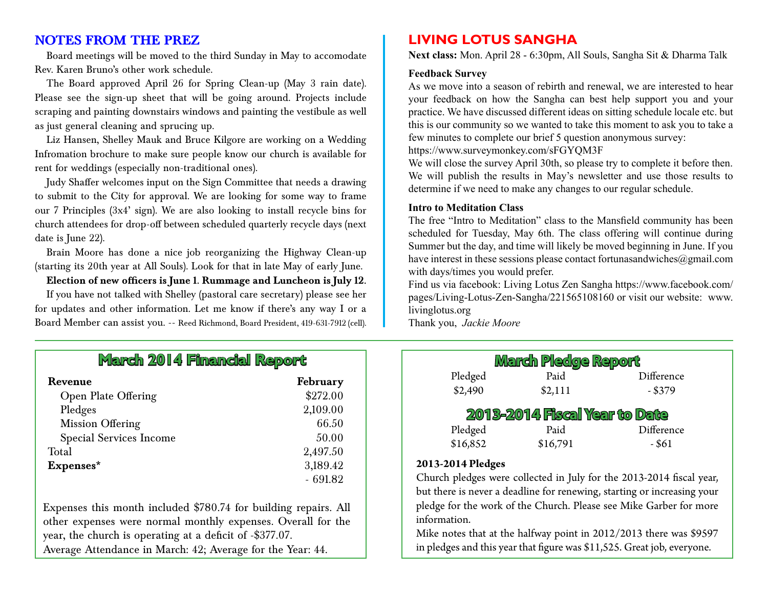## NOTES FROM THE PREZ

Board meetings will be moved to the third Sunday in May to accomodate Rev. Karen Bruno's other work schedule.

The Board approved April 26 for Spring Clean-up (May 3 rain date). Please see the sign-up sheet that will be going around. Projects include scraping and painting downstairs windows and painting the vestibule as well as just general cleaning and sprucing up.

Liz Hansen, Shelley Mauk and Bruce Kilgore are working on a Wedding Infromation brochure to make sure people know our church is available for rent for weddings (especially non-traditional ones).

Judy Shaffer welcomes input on the Sign Committee that needs a drawing to submit to the City for approval. We are looking for some way to frame our 7 Principles (3x4' sign). We are also looking to install recycle bins for church attendees for drop-off between scheduled quarterly recycle days (next date is June 22).

Brain Moore has done a nice job reorganizing the Highway Clean-up (starting its 20th year at All Souls). Look for that in late May of early June.

**Election of new officers is June 1. Rummage and Luncheon is July 12.**

If you have not talked with Shelley (pastoral care secretary) please see her for updates and other information. Let me know if there's any way I or a Board Member can assist you. -- Reed Richmond, Board President, 419-631-7912 (cell).

## LIVING LOTUS SANGHA

**Next class:** Mon. April 28 - 6:30pm, All Souls, Sangha Sit & Dharma Talk

**Feedback Survey**

As we move into a season of rebirth and renewal, we are interested to hear your feedback on how the Sangha can best help support you and your practice. We have discussed different ideas on sitting schedule locale etc. but this is our community so we wanted to take this moment to ask you to take a few minutes to complete our brief 5 question anonymous survey: https://www.surveymonkey.com/sFGYQM3F

We will close the survey April 30th, so please try to complete it before then. We will publish the results in May's newsletter and use those results to determine if we need to make any changes to our regular schedule.

**Intro to Meditation Class**

The free "Intro to Meditation" class to the Mansfield community has been scheduled for Tuesday, May 6th. The class offering will continue during Summer but the day, and time will likely be moved beginning in June. If you have interest in these sessions please contact fortunasandwiches@gmail.com with days/times you would prefer.

Find us via facebook: Living Lotus Zen Sangha https://www.facebook.com/pages/Living-Lotus-Zen-Sangha/221565108160 or visit our website: www.livinglotus.org

Thank you, *Jackie Moore*

## March 2014 Financial Report

| **Revenue** | **February** |
|---|---|
| Open Plate Offering | $272.00 |
| Pledges | 2,109.00 |
| Mission Offering | 66.50 |
| Special Services Income | 50.00 |
| Total | 2,497.50 |
| **Expenses*** | 3,189.42 |
| | - 691.82 |

Expenses this month included $780.74 for building repairs. All other expenses were normal monthly expenses. Overall for the year, the church is operating at a deficit of -$377.07.

Average Attendance in March: 42; Average for the Year: 44.

## March Pledge Report

| Pledged | Paid | Difference |
|---|---|---|
| $2,490 | $2,111 | - $379 |

## 2013-2014 Fiscal Year to Date

| Pledged | Paid | Difference |
|---|---|---|
| $16,852 | $16,791 | - $61 |

**2013-2014 Pledges**

Church pledges were collected in July for the 2013-2014 fiscal year, but there is never a deadline for renewing, starting or increasing your pledge for the work of the Church. Please see Mike Garber for more information.

Mike notes that at the halfway point in 2012/2013 there was $9597 in pledges and this year that figure was $11,525. Great job, everyone.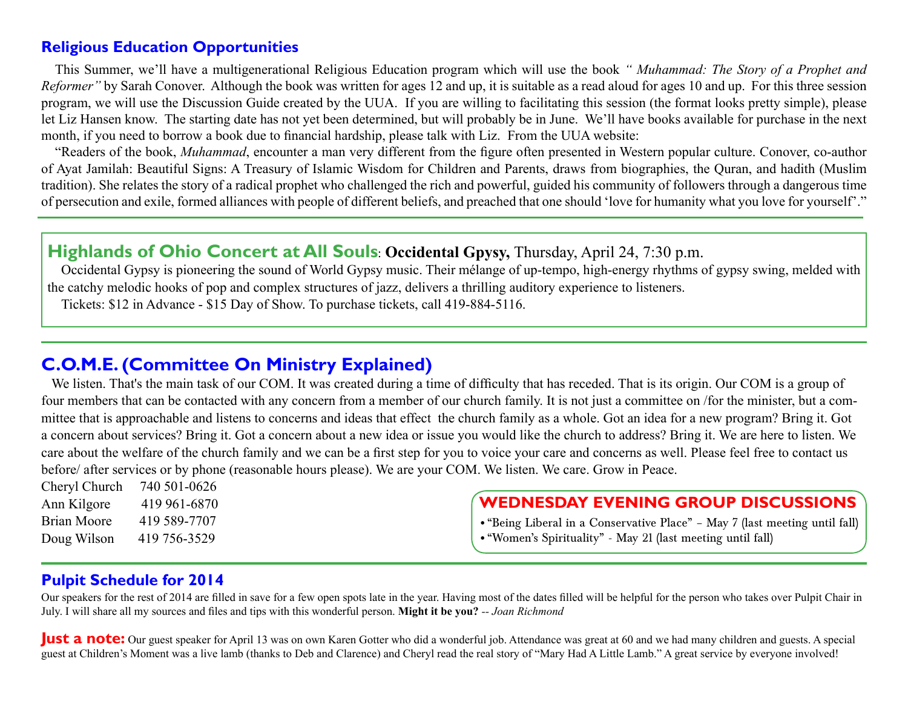## Religious Education Opportunities

This Summer, we'll have a multigenerational Religious Education program which will use the book *" Muhammad: The Story of a Prophet and Reformer"* by Sarah Conover. Although the book was written for ages 12 and up, it is suitable as a read aloud for ages 10 and up. For this three session program, we will use the Discussion Guide created by the UUA. If you are willing to facilitating this session (the format looks pretty simple), please let Liz Hansen know. The starting date has not yet been determined, but will probably be in June. We'll have books available for purchase in the next month, if you need to borrow a book due to financial hardship, please talk with Liz. From the UUA website:

"Readers of the book, *Muhammad*, encounter a man very different from the figure often presented in Western popular culture. Conover, co-author of Ayat Jamilah: Beautiful Signs: A Treasury of Islamic Wisdom for Children and Parents, draws from biographies, the Quran, and hadith (Muslim tradition). She relates the story of a radical prophet who challenged the rich and powerful, guided his community of followers through a dangerous time of persecution and exile, formed alliances with people of different beliefs, and preached that one should 'love for humanity what you love for yourself'."

## Highlands of Ohio Concert at All Souls: **Occidental Gpysy,** Thursday, April 24, 7:30 p.m.

Occidental Gypsy is pioneering the sound of World Gypsy music. Their mélange of up-tempo, high-energy rhythms of gypsy swing, melded with the catchy melodic hooks of pop and complex structures of jazz, delivers a thrilling auditory experience to listeners.

Tickets: $12 in Advance - $15 Day of Show. To purchase tickets, call 419-884-5116.

## C.O.M.E. (Committee On Ministry Explained)

We listen. That's the main task of our COM. It was created during a time of difficulty that has receded. That is its origin. Our COM is a group of four members that can be contacted with any concern from a member of our church family. It is not just a committee on /for the minister, but a committee that is approachable and listens to concerns and ideas that effect the church family as a whole. Got an idea for a new program? Bring it. Got a concern about services? Bring it. Got a concern about a new idea or issue you would like the church to address? Bring it. We are here to listen. We care about the welfare of the church family and we can be a first step for you to voice your care and concerns as well. Please feel free to contact us before/ after services or by phone (reasonable hours please). We are your COM. We listen. We care. Grow in Peace.

Cheryl Church 740 501-0626
Ann Kilgore 419 961-6870
Brian Moore 419 589-7707
Doug Wilson 419 756-3529

## WEDNESDAY EVENING GROUP DISCUSSIONS

- "Being Liberal in a Conservative Place" – May 7 (last meeting until fall)
- "Women's Spirituality" - May 21 (last meeting until fall)

## Pulpit Schedule for 2014

Our speakers for the rest of 2014 are filled in save for a few open spots late in the year. Having most of the dates filled will be helpful for the person who takes over Pulpit Chair in July. I will share all my sources and files and tips with this wonderful person. **Might it be you?** *-- Joan Richmond*

**Just a note:** Our guest speaker for April 13 was on own Karen Gotter who did a wonderful job. Attendance was great at 60 and we had many children and guests. A special guest at Children's Moment was a live lamb (thanks to Deb and Clarence) and Cheryl read the real story of "Mary Had A Little Lamb." A great service by everyone involved!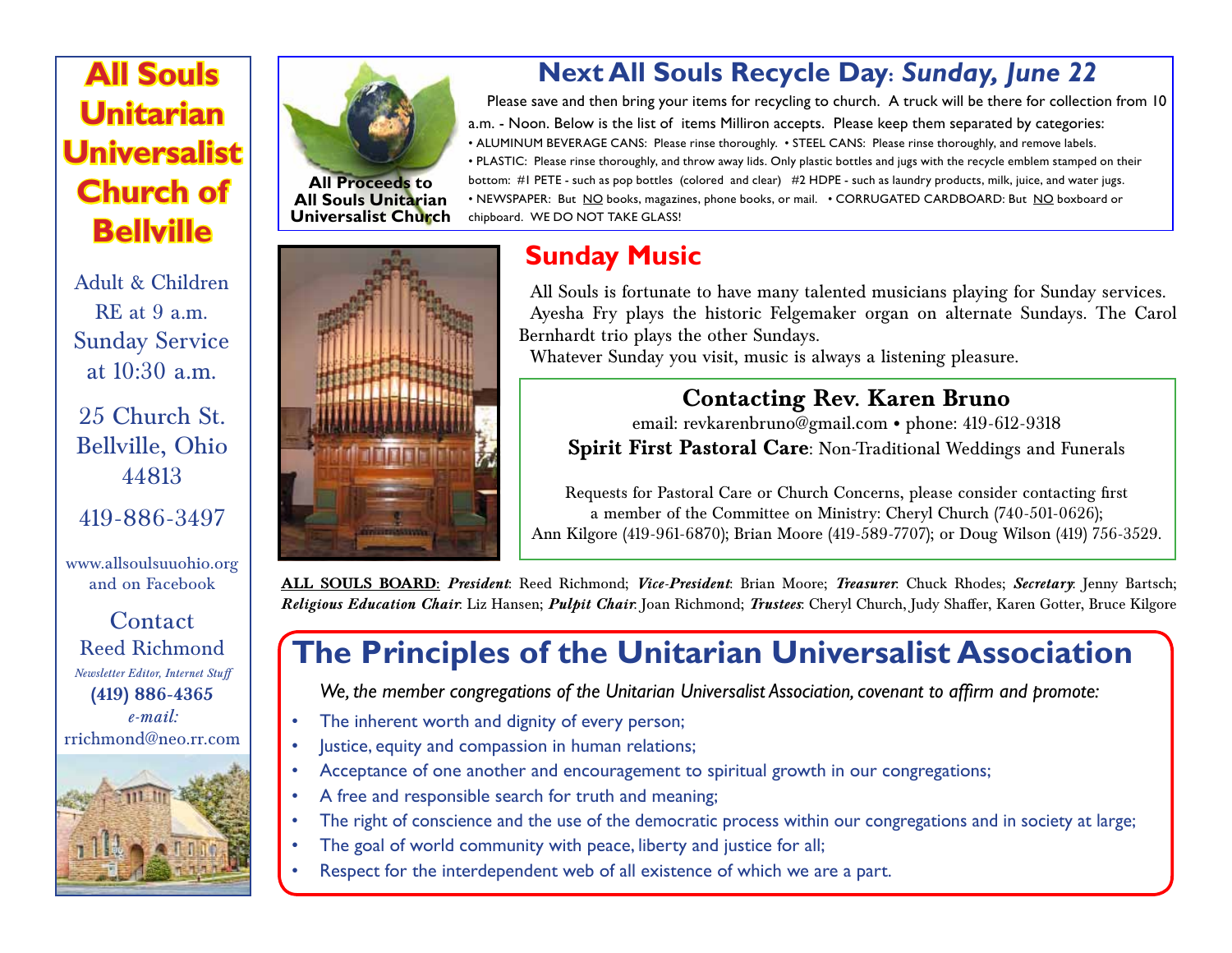# All Souls Unitarian Universalist Church of Bellville

Adult & Children RE at 9 a.m.
Sunday Service at 10:30 a.m.

25 Church St.
Bellville, Ohio
44813

419-886-3497

www.allsoulsuuohio.org
and on Facebook

Contact
Reed Richmond
*Newsletter Editor, Internet Stuff*
**(419) 886-4365**
*e-mail:*
rrichmond@neo.rr.com

## Next All Souls Recycle Day: *Sunday, June 22*

**All Proceeds to All Souls Unitarian Universalist Church**

Please save and then bring your items for recycling to church. A truck will be there for collection from 10 a.m. - Noon. Below is the list of items Milliron accepts. Please keep them separated by categories:

• ALUMINUM BEVERAGE CANS: Please rinse thoroughly. • STEEL CANS: Please rinse thoroughly, and remove labels.
• PLASTIC: Please rinse thoroughly, and throw away lids. Only plastic bottles and jugs with the recycle emblem stamped on their bottom: #1 PETE - such as pop bottles (colored and clear) #2 HDPE - such as laundry products, milk, juice, and water jugs.
• NEWSPAPER: But NO books, magazines, phone books, or mail. • CORRUGATED CARDBOARD: But NO boxboard or chipboard. WE DO NOT TAKE GLASS!

## Sunday Music

All Souls is fortunate to have many talented musicians playing for Sunday services.
Ayesha Fry plays the historic Felgemaker organ on alternate Sundays. The Carol Bernhardt trio plays the other Sundays.
Whatever Sunday you visit, music is always a listening pleasure.

### Contacting Rev. Karen Bruno

email: revkarenbruno@gmail.com • phone: 419-612-9318
**Spirit First Pastoral Care**: Non-Traditional Weddings and Funerals

Requests for Pastoral Care or Church Concerns, please consider contacting first a member of the Committee on Ministry: Cheryl Church (740-501-0626); Ann Kilgore (419-961-6870); Brian Moore (419-589-7707); or Doug Wilson (419) 756-3529.

**ALL SOULS BOARD**: ***President***: Reed Richmond; ***Vice-President***: Brian Moore; ***Treasurer***: Chuck Rhodes; ***Secretary***: Jenny Bartsch; ***Religious Education Chair***: Liz Hansen; ***Pulpit Chair***: Joan Richmond; ***Trustees***: Cheryl Church, Judy Shaffer, Karen Gotter, Bruce Kilgore

## The Principles of the Unitarian Universalist Association

*We, the member congregations of the Unitarian Universalist Association, covenant to affirm and promote:*

- The inherent worth and dignity of every person;
- Justice, equity and compassion in human relations;
- Acceptance of one another and encouragement to spiritual growth in our congregations;
- A free and responsible search for truth and meaning;
- The right of conscience and the use of the democratic process within our congregations and in society at large;
- The goal of world community with peace, liberty and justice for all;
- Respect for the interdependent web of all existence of which we are a part.